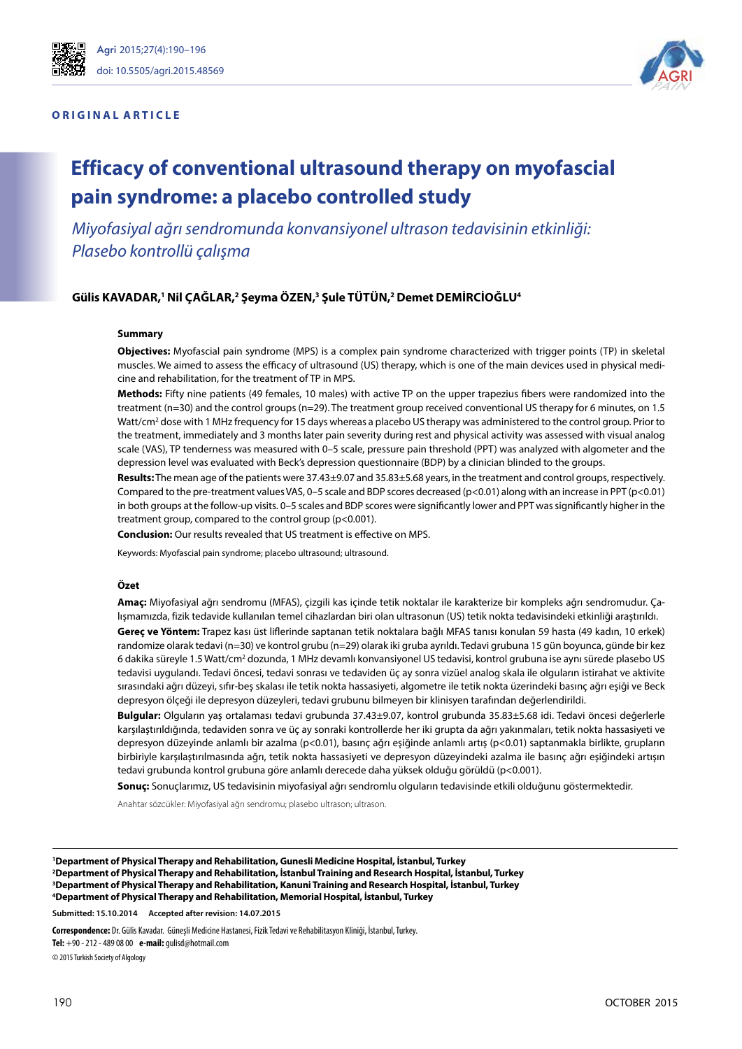ORIGINAL ARTICLE

# Efficacy of conventional ultrasound therapy on myofascial pain syndrome: a placebo controlled study

*Miyofasiyal ağrı sendromunda konvansiyonel ultrason tedavisinin etkinliği: Plasebo kontrollü çalışma*

**Gülis KAVADAR,[1] Nil ÇAĞLAR,[2] Şeyma ÖZEN,[3] Şule TÜTÜN,[2] Demet DEMİRCİOĞLU[4]**

### Summary

**Objectives:** Myofascial pain syndrome (MPS) is a complex pain syndrome characterized with trigger points (TP) in skeletal muscles. We aimed to assess the efficacy of ultrasound (US) therapy, which is one of the main devices used in physical medicine and rehabilitation, for the treatment of TP in MPS.

**Methods:** Fifty nine patients (49 females, 10 males) with active TP on the upper trapezius fibers were randomized into the treatment (n=30) and the control groups (n=29). The treatment group received conventional US therapy for 6 minutes, on 1.5 Watt/cm$^2$ dose with 1 MHz frequency for 15 days whereas a placebo US therapy was administered to the control group. Prior to the treatment, immediately and 3 months later pain severity during rest and physical activity was assessed with visual analog scale (VAS), TP tenderness was measured with 0–5 scale, pressure pain threshold (PPT) was analyzed with algometer and the depression level was evaluated with Beck's depression questionnaire (BDP) by a clinician blinded to the groups.

**Results:** The mean age of the patients were 37.43±9.07 and 35.83±5.68 years, in the treatment and control groups, respectively. Compared to the pre-treatment values VAS, 0–5 scale and BDP scores decreased ($p<0.01$) along with an increase in PPT ($p<0.01$) in both groups at the follow-up visits. 0–5 scales and BDP scores were significantly lower and PPT was significantly higher in the treatment group, compared to the control group ($p<0.001$).

**Conclusion:** Our results revealed that US treatment is effective on MPS.

Keywords: Myofascial pain syndrome; placebo ultrasound; ultrasound.

### Özet

**Amaç:** Miyofasiyal ağrı sendromu (MFAS), çizgili kas içinde tetik noktalar ile karakterize bir kompleks ağrı sendromudur. Çalışmamızda, fizik tedavide kullanılan temel cihazlardan biri olan ultrasonun (US) tetik nokta tedavisindeki etkinliği araştırıldı.

**Gereç ve Yöntem:** Trapez kası üst liflerinde saptanan tetik noktalara bağlı MFAS tanısı konulan 59 hasta (49 kadın, 10 erkek) randomize olarak tedavi (n=30) ve kontrol grubu (n=29) olarak iki gruba ayrıldı. Tedavi grubuna 15 gün boyunca, günde bir kez 6 dakika süreyle 1.5 Watt/cm$^2$ dozunda, 1 MHz devamlı konvansiyonel US tedavisi, kontrol grubuna ise aynı sürede plasebo US tedavisi uygulandı. Tedavi öncesi, tedavi sonrası ve tedaviden üç ay sonra vizüel analog skala ile olguların istirahat ve aktivite sırasındaki ağrı düzeyi, sıfır-beş skalası ile tetik nokta hassasiyeti, algometre ile tetik nokta üzerindeki basınç ağrı eşiği ve Beck depresyon ölçeği ile depresyon düzeyleri, tedavi grubunu bilmeyen bir klinisyen tarafından değerlendirildi.

**Bulgular:** Olguların yaş ortalaması tedavi grubunda 37.43±9.07, kontrol grubunda 35.83±5.68 idi. Tedavi öncesi değerlerle karşılaştırıldığında, tedaviden sonra ve üç ay sonraki kontrollerde her iki grupta da ağrı yakınmaları, tetik nokta hassasiyeti ve depresyon düzeyinde anlamlı bir azalma ($p<0.01$), basınç ağrı eşiğinde anlamlı artış ($p<0.01$) saptanmakla birlikte, grupların birbiriyle karşılaştırılmasında ağrı, tetik nokta hassasiyeti ve depresyon düzeyindeki azalma ile basınç ağrı eşiğindeki artışın tedavi grubunda kontrol grubuna göre anlamlı derecede daha yüksek olduğu görüldü ($p<0.001$).

**Sonuç:** Sonuçlarımız, US tedavisinin miyofasiyal ağrı sendromlu olguların tedavisinde etkili olduğunu göstermektedir.

Anahtar sözcükler: Miyofasiyal ağrı sendromu; plasebo ultrason; ultrason.

**[1]Department of Physical Therapy and Rehabilitation, Gunesli Medicine Hospital, İstanbul, Turkey**
**[2]Department of Physical Therapy and Rehabilitation, İstanbul Training and Research Hospital, İstanbul, Turkey**
**[3]Department of Physical Therapy and Rehabilitation, Kanuni Training and Research Hospital, İstanbul, Turkey**
**[4]Department of Physical Therapy and Rehabilitation, Memorial Hospital, İstanbul, Turkey**

**Submitted: 15.10.2014 Accepted after revision: 14.07.2015**

**Correspondence:** Dr. Gülis Kavadar. Güneşli Medicine Hastanesi, Fizik Tedavi ve Rehabilitasyon Kliniği, İstanbul, Turkey.
**Tel:** +90 - 212 - 489 08 00 **e-mail:** gulisd@hotmail.com
© 2015 Turkish Society of Algology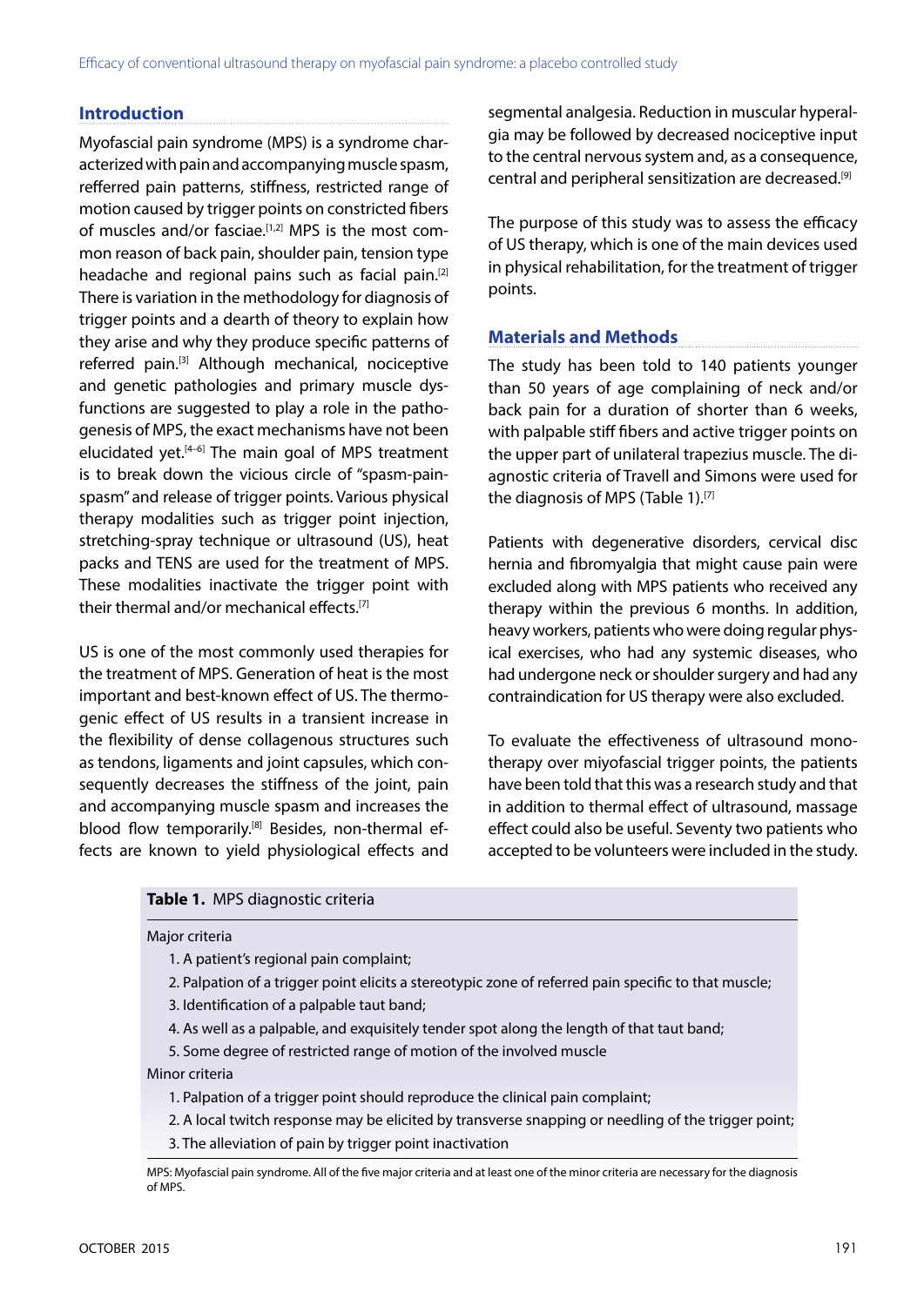## Introduction

Myofascial pain syndrome (MPS) is a syndrome characterized with pain and accompanying muscle spasm, referred pain patterns, stiffness, restricted range of motion caused by trigger points on constricted fibers of muscles and/or fasciae.[1,2] MPS is the most common reason of back pain, shoulder pain, tension type headache and regional pains such as facial pain.[2] There is variation in the methodology for diagnosis of trigger points and a dearth of theory to explain how they arise and why they produce specific patterns of referred pain.[3] Although mechanical, nociceptive and genetic pathologies and primary muscle dysfunctions are suggested to play a role in the pathogenesis of MPS, the exact mechanisms have not been elucidated yet.[4–6] The main goal of MPS treatment is to break down the vicious circle of "spasm-pain-spasm" and release of trigger points. Various physical therapy modalities such as trigger point injection, stretching-spray technique or ultrasound (US), heat packs and TENS are used for the treatment of MPS. These modalities inactivate the trigger point with their thermal and/or mechanical effects.[7]

US is one of the most commonly used therapies for the treatment of MPS. Generation of heat is the most important and best-known effect of US. The thermogenic effect of US results in a transient increase in the flexibility of dense collagenous structures such as tendons, ligaments and joint capsules, which consequently decreases the stiffness of the joint, pain and accompanying muscle spasm and increases the blood flow temporarily.[8] Besides, non-thermal effects are known to yield physiological effects and segmental analgesia. Reduction in muscular hyperalgia may be followed by decreased nociceptive input to the central nervous system and, as a consequence, central and peripheral sensitization are decreased.[9]

The purpose of this study was to assess the efficacy of US therapy, which is one of the main devices used in physical rehabilitation, for the treatment of trigger points.

## Materials and Methods

The study has been told to 140 patients younger than 50 years of age complaining of neck and/or back pain for a duration of shorter than 6 weeks, with palpable stiff fibers and active trigger points on the upper part of unilateral trapezius muscle. The diagnostic criteria of Travell and Simons were used for the diagnosis of MPS (Table 1).[7]

Patients with degenerative disorders, cervical disc hernia and fibromyalgia that might cause pain were excluded along with MPS patients who received any therapy within the previous 6 months. In addition, heavy workers, patients who were doing regular physical exercises, who had any systemic diseases, who had undergone neck or shoulder surgery and had any contraindication for US therapy were also excluded.

To evaluate the effectiveness of ultrasound monotherapy over miyofascial trigger points, the patients have been told that this was a research study and that in addition to thermal effect of ultrasound, massage effect could also be useful. Seventy two patients who accepted to be volunteers were included in the study.

**Table 1.** MPS diagnostic criteria

| |
|---|
| Major criteria |
| 1. A patient's regional pain complaint; |
| 2. Palpation of a trigger point elicits a stereotypic zone of referred pain specific to that muscle; |
| 3. Identification of a palpable taut band; |
| 4. As well as a palpable, and exquisitely tender spot along the length of that taut band; |
| 5. Some degree of restricted range of motion of the involved muscle |
| Minor criteria |
| 1. Palpation of a trigger point should reproduce the clinical pain complaint; |
| 2. A local twitch response may be elicited by transverse snapping or needling of the trigger point; |
| 3. The alleviation of pain by trigger point inactivation |

MPS: Myofascial pain syndrome. All of the five major criteria and at least one of the minor criteria are necessary for the diagnosis of MPS.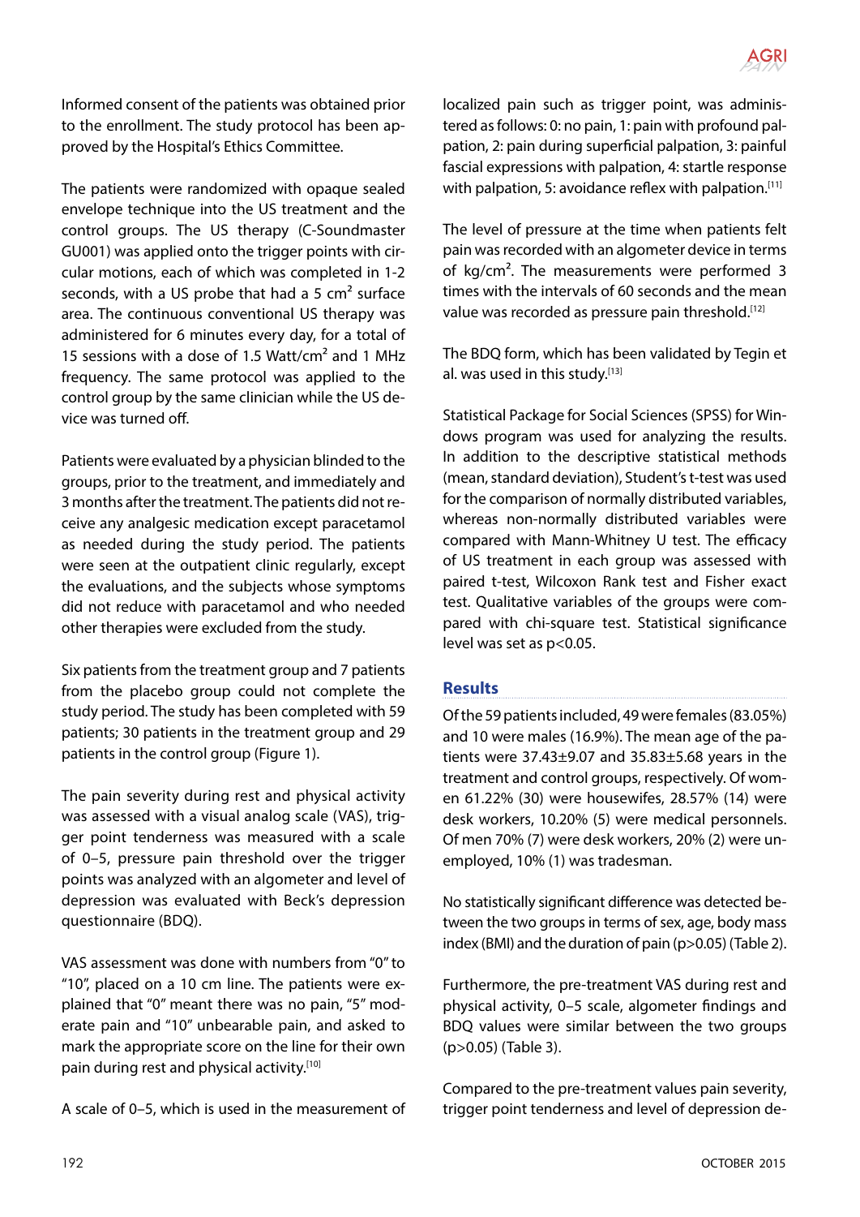Informed consent of the patients was obtained prior to the enrollment. The study protocol has been approved by the Hospital's Ethics Committee.

The patients were randomized with opaque sealed envelope technique into the US treatment and the control groups. The US therapy (C-Soundmaster GU001) was applied onto the trigger points with circular motions, each of which was completed in 1-2 seconds, with a US probe that had a 5 $cm^2$ surface area. The continuous conventional US therapy was administered for 6 minutes every day, for a total of 15 sessions with a dose of 1.5 Watt/$cm^2$ and 1 MHz frequency. The same protocol was applied to the control group by the same clinician while the US device was turned off.

Patients were evaluated by a physician blinded to the groups, prior to the treatment, and immediately and 3 months after the treatment. The patients did not receive any analgesic medication except paracetamol as needed during the study period. The patients were seen at the outpatient clinic regularly, except the evaluations, and the subjects whose symptoms did not reduce with paracetamol and who needed other therapies were excluded from the study.

Six patients from the treatment group and 7 patients from the placebo group could not complete the study period. The study has been completed with 59 patients; 30 patients in the treatment group and 29 patients in the control group (Figure 1).

The pain severity during rest and physical activity was assessed with a visual analog scale (VAS), trigger point tenderness was measured with a scale of 0–5, pressure pain threshold over the trigger points was analyzed with an algometer and level of depression was evaluated with Beck's depression questionnaire (BDQ).

VAS assessment was done with numbers from "0" to "10", placed on a 10 cm line. The patients were explained that "0" meant there was no pain, "5" moderate pain and "10" unbearable pain, and asked to mark the appropriate score on the line for their own pain during rest and physical activity.[10]

A scale of 0–5, which is used in the measurement of localized pain such as trigger point, was administered as follows: 0: no pain, 1: pain with profound palpation, 2: pain during superficial palpation, 3: painful fascial expressions with palpation, 4: startle response with palpation, 5: avoidance reflex with palpation.[11]

The level of pressure at the time when patients felt pain was recorded with an algometer device in terms of kg/$cm^2$. The measurements were performed 3 times with the intervals of 60 seconds and the mean value was recorded as pressure pain threshold.[12]

The BDQ form, which has been validated by Tegin et al. was used in this study.[13]

Statistical Package for Social Sciences (SPSS) for Windows program was used for analyzing the results. In addition to the descriptive statistical methods (mean, standard deviation), Student's t-test was used for the comparison of normally distributed variables, whereas non-normally distributed variables were compared with Mann-Whitney U test. The efficacy of US treatment in each group was assessed with paired t-test, Wilcoxon Rank test and Fisher exact test. Qualitative variables of the groups were compared with chi-square test. Statistical significance level was set as $p<0.05$.

## Results

Of the 59 patients included, 49 were females (83.05%) and 10 were males (16.9%). The mean age of the patients were 37.43±9.07 and 35.83±5.68 years in the treatment and control groups, respectively. Of women 61.22% (30) were housewifes, 28.57% (14) were desk workers, 10.20% (5) were medical personnels. Of men 70% (7) were desk workers, 20% (2) were unemployed, 10% (1) was tradesman.

No statistically significant difference was detected between the two groups in terms of sex, age, body mass index (BMI) and the duration of pain ($p>0.05$) (Table 2).

Furthermore, the pre-treatment VAS during rest and physical activity, 0–5 scale, algometer findings and BDQ values were similar between the two groups ($p>0.05$) (Table 3).

Compared to the pre-treatment values pain severity, trigger point tenderness and level of depression de-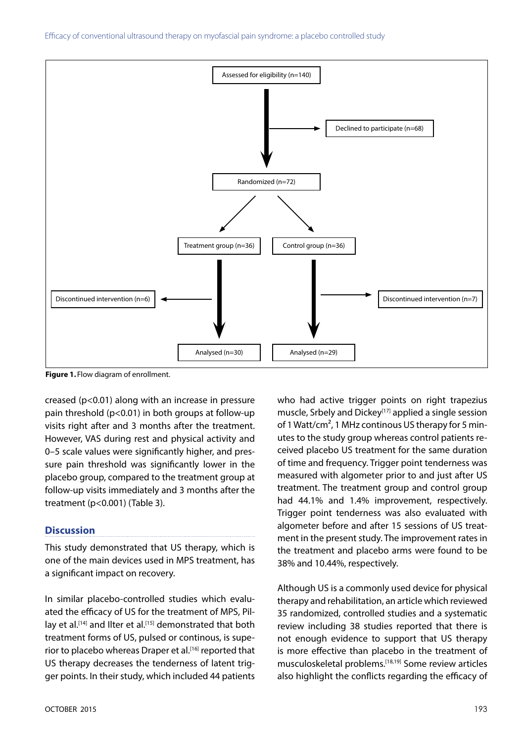Figure 1. Flow diagram of enrollment.

creased (p<0.01) along with an increase in pressure pain threshold (p<0.01) in both groups at follow-up visits right after and 3 months after the treatment. However, VAS during rest and physical activity and 0–5 scale values were significantly higher, and pressure pain threshold was significantly lower in the placebo group, compared to the treatment group at follow-up visits immediately and 3 months after the treatment (p<0.001) (Table 3).

## Discussion

This study demonstrated that US therapy, which is one of the main devices used in MPS treatment, has a significant impact on recovery.

In similar placebo-controlled studies which evaluated the efficacy of US for the treatment of MPS, Pillay et al.[14] and Ilter et al.[15] demonstrated that both treatment forms of US, pulsed or continous, is superior to placebo whereas Draper et al.[16] reported that US therapy decreases the tenderness of latent trigger points. In their study, which included 44 patients who had active trigger points on right trapezius muscle, Srbely and Dickey[17] applied a single session of 1 Watt/cm$^2$, 1 MHz continous US therapy for 5 minutes to the study group whereas control patients received placebo US treatment for the same duration of time and frequency. Trigger point tenderness was measured with algometer prior to and just after US treatment. The treatment group and control group had 44.1% and 1.4% improvement, respectively. Trigger point tenderness was also evaluated with algometer before and after 15 sessions of US treatment in the present study. The improvement rates in the treatment and placebo arms were found to be 38% and 10.44%, respectively.

Although US is a commonly used device for physical therapy and rehabilitation, an article which reviewed 35 randomized, controlled studies and a systematic review including 38 studies reported that there is not enough evidence to support that US therapy is more effective than placebo in the treatment of musculoskeletal problems.[18,19] Some review articles also highlight the conflicts regarding the efficacy of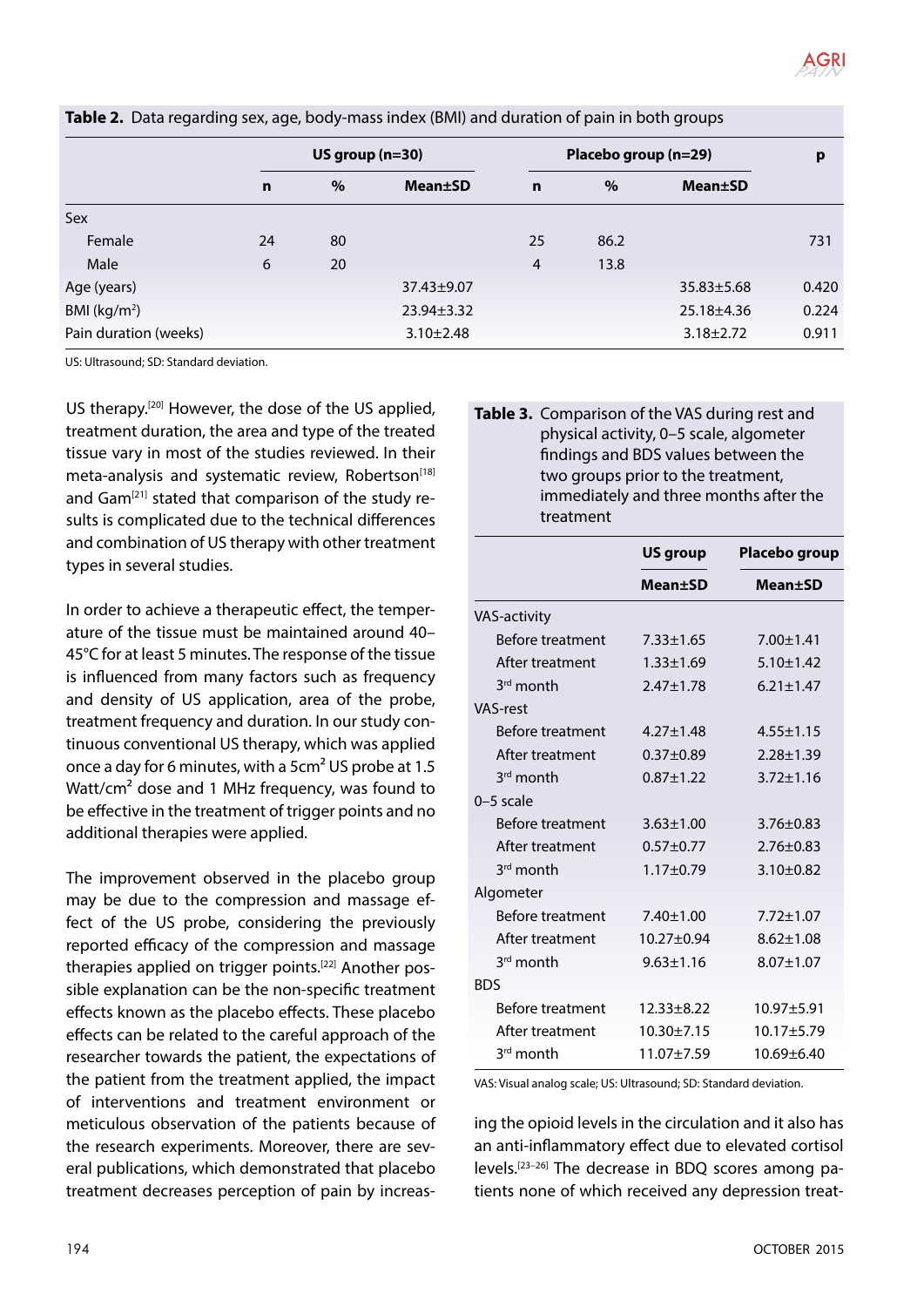**Table 2.** Data regarding sex, age, body-mass index (BMI) and duration of pain in both groups

| | US group (n=30) | | | Placebo group (n=29) | | | p |
|---|---|---|---|---|---|---|---|
| | n | % | Mean±SD | n | % | Mean±SD | |
| Sex | | | | | | | |
| Female | 24 | 80 | | 25 | 86.2 | | 731 |
| Male | 6 | 20 | | 4 | 13.8 | | |
| Age (years) | | | 37.43±9.07 | | | 35.83±5.68 | 0.420 |
| BMI (kg/m$^2$) | | | 23.94±3.32 | | | 25.18±4.36 | 0.224 |
| Pain duration (weeks) | | | 3.10±2.48 | | | 3.18±2.72 | 0.911 |

US: Ultrasound; SD: Standard deviation.

US therapy.[20] However, the dose of the US applied, treatment duration, the area and type of the treated tissue vary in most of the studies reviewed. In their meta-analysis and systematic review, Robertson[18] and Gam[21] stated that comparison of the study results is complicated due to the technical differences and combination of US therapy with other treatment types in several studies.

In order to achieve a therapeutic effect, the temperature of the tissue must be maintained around 40–45°C for at least 5 minutes. The response of the tissue is influenced from many factors such as frequency and density of US application, area of the probe, treatment frequency and duration. In our study continuous conventional US therapy, which was applied once a day for 6 minutes, with a 5cm$^2$ US probe at 1.5 Watt/cm$^2$ dose and 1 MHz frequency, was found to be effective in the treatment of trigger points and no additional therapies were applied.

The improvement observed in the placebo group may be due to the compression and massage effect of the US probe, considering the previously reported efficacy of the compression and massage therapies applied on trigger points.[22] Another possible explanation can be the non-specific treatment effects known as the placebo effects. These placebo effects can be related to the careful approach of the researcher towards the patient, the expectations of the patient from the treatment applied, the impact of interventions and treatment environment or meticulous observation of the patients because of the research experiments. Moreover, there are several publications, which demonstrated that placebo treatment decreases perception of pain by increasing the opioid levels in the circulation and it also has an anti-inflammatory effect due to elevated cortisol levels.[23–26] The decrease in BDQ scores among patients none of which received any depression treat-

**Table 3.** Comparison of the VAS during rest and physical activity, 0–5 scale, algometer findings and BDS values between the two groups prior to the treatment, immediately and three months after the treatment

| | US group | Placebo group |
|---|---|---|
| | Mean±SD | Mean±SD |
| VAS-activity | | |
| Before treatment | 7.33±1.65 | 7.00±1.41 |
| After treatment | 1.33±1.69 | 5.10±1.42 |
| 3rd month | 2.47±1.78 | 6.21±1.47 |
| VAS-rest | | |
| Before treatment | 4.27±1.48 | 4.55±1.15 |
| After treatment | 0.37±0.89 | 2.28±1.39 |
| 3rd month | 0.87±1.22 | 3.72±1.16 |
| 0–5 scale | | |
| Before treatment | 3.63±1.00 | 3.76±0.83 |
| After treatment | 0.57±0.77 | 2.76±0.83 |
| 3rd month | 1.17±0.79 | 3.10±0.82 |
| Algometer | | |
| Before treatment | 7.40±1.00 | 7.72±1.07 |
| After treatment | 10.27±0.94 | 8.62±1.08 |
| 3rd month | 9.63±1.16 | 8.07±1.07 |
| BDS | | |
| Before treatment | 12.33±8.22 | 10.97±5.91 |
| After treatment | 10.30±7.15 | 10.17±5.79 |
| 3rd month | 11.07±7.59 | 10.69±6.40 |

VAS: Visual analog scale; US: Ultrasound; SD: Standard deviation.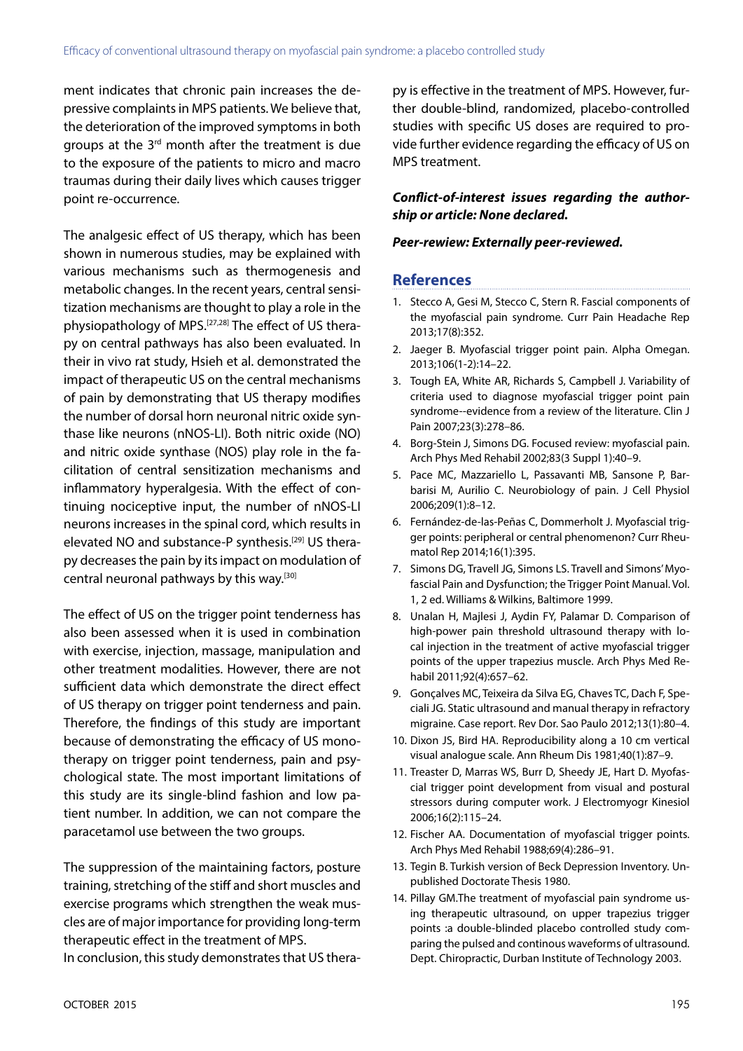ment indicates that chronic pain increases the depressive complaints in MPS patients. We believe that, the deterioration of the improved symptoms in both groups at the 3rd month after the treatment is due to the exposure of the patients to micro and macro traumas during their daily lives which causes trigger point re-occurrence.

The analgesic effect of US therapy, which has been shown in numerous studies, may be explained with various mechanisms such as thermogenesis and metabolic changes. In the recent years, central sensitization mechanisms are thought to play a role in the physiopathology of MPS.[27,28] The effect of US therapy on central pathways has also been evaluated. In their in vivo rat study, Hsieh et al. demonstrated the impact of therapeutic US on the central mechanisms of pain by demonstrating that US therapy modifies the number of dorsal horn neuronal nitric oxide synthase like neurons (nNOS-LI). Both nitric oxide (NO) and nitric oxide synthase (NOS) play role in the facilitation of central sensitization mechanisms and inflammatory hyperalgesia. With the effect of continuing nociceptive input, the number of nNOS-LI neurons increases in the spinal cord, which results in elevated NO and substance-P synthesis.[29] US therapy decreases the pain by its impact on modulation of central neuronal pathways by this way.[30]

The effect of US on the trigger point tenderness has also been assessed when it is used in combination with exercise, injection, massage, manipulation and other treatment modalities. However, there are not sufficient data which demonstrate the direct effect of US therapy on trigger point tenderness and pain. Therefore, the findings of this study are important because of demonstrating the efficacy of US monotherapy on trigger point tenderness, pain and psychological state. The most important limitations of this study are its single-blind fashion and low patient number. In addition, we can not compare the paracetamol use between the two groups.

The suppression of the maintaining factors, posture training, stretching of the stiff and short muscles and exercise programs which strengthen the weak muscles are of major importance for providing long-term therapeutic effect in the treatment of MPS.

In conclusion, this study demonstrates that US therapy is effective in the treatment of MPS. However, further double-blind, randomized, placebo-controlled studies with specific US doses are required to provide further evidence regarding the efficacy of US on MPS treatment.

***Conflict-of-interest issues regarding the authorship or article: None declared.***

***Peer-rewiew: Externally peer-reviewed.***

## References

1. Stecco A, Gesi M, Stecco C, Stern R. Fascial components of the myofascial pain syndrome. Curr Pain Headache Rep 2013;17(8):352.
2. Jaeger B. Myofascial trigger point pain. Alpha Omegan. 2013;106(1-2):14–22.
3. Tough EA, White AR, Richards S, Campbell J. Variability of criteria used to diagnose myofascial trigger point pain syndrome--evidence from a review of the literature. Clin J Pain 2007;23(3):278–86.
4. Borg-Stein J, Simons DG. Focused review: myofascial pain. Arch Phys Med Rehabil 2002;83(3 Suppl 1):40–9.
5. Pace MC, Mazzariello L, Passavanti MB, Sansone P, Barbarisi M, Aurilio C. Neurobiology of pain. J Cell Physiol 2006;209(1):8–12.
6. Fernández-de-las-Peñas C, Dommerholt J. Myofascial trigger points: peripheral or central phenomenon? Curr Rheumatol Rep 2014;16(1):395.
7. Simons DG, Travell JG, Simons LS. Travell and Simons' Myofascial Pain and Dysfunction; the Trigger Point Manual. Vol. 1, 2 ed. Williams & Wilkins, Baltimore 1999.
8. Unalan H, Majlesi J, Aydin FY, Palamar D. Comparison of high-power pain threshold ultrasound therapy with local injection in the treatment of active myofascial trigger points of the upper trapezius muscle. Arch Phys Med Rehabil 2011;92(4):657–62.
9. Gonçalves MC, Teixeira da Silva EG, Chaves TC, Dach F, Speciali JG. Static ultrasound and manual therapy in refractory migraine. Case report. Rev Dor. Sao Paulo 2012;13(1):80–4.
10. Dixon JS, Bird HA. Reproducibility along a 10 cm vertical visual analogue scale. Ann Rheum Dis 1981;40(1):87–9.
11. Treaster D, Marras WS, Burr D, Sheedy JE, Hart D. Myofascial trigger point development from visual and postural stressors during computer work. J Electromyogr Kinesiol 2006;16(2):115–24.
12. Fischer AA. Documentation of myofascial trigger points. Arch Phys Med Rehabil 1988;69(4):286–91.
13. Tegin B. Turkish version of Beck Depression Inventory. Unpublished Doctorate Thesis 1980.
14. Pillay GM.The treatment of myofascial pain syndrome using therapeutic ultrasound, on upper trapezius trigger points :a double-blinded placebo controlled study comparing the pulsed and continous waveforms of ultrasound. Dept. Chiropractic, Durban Institute of Technology 2003.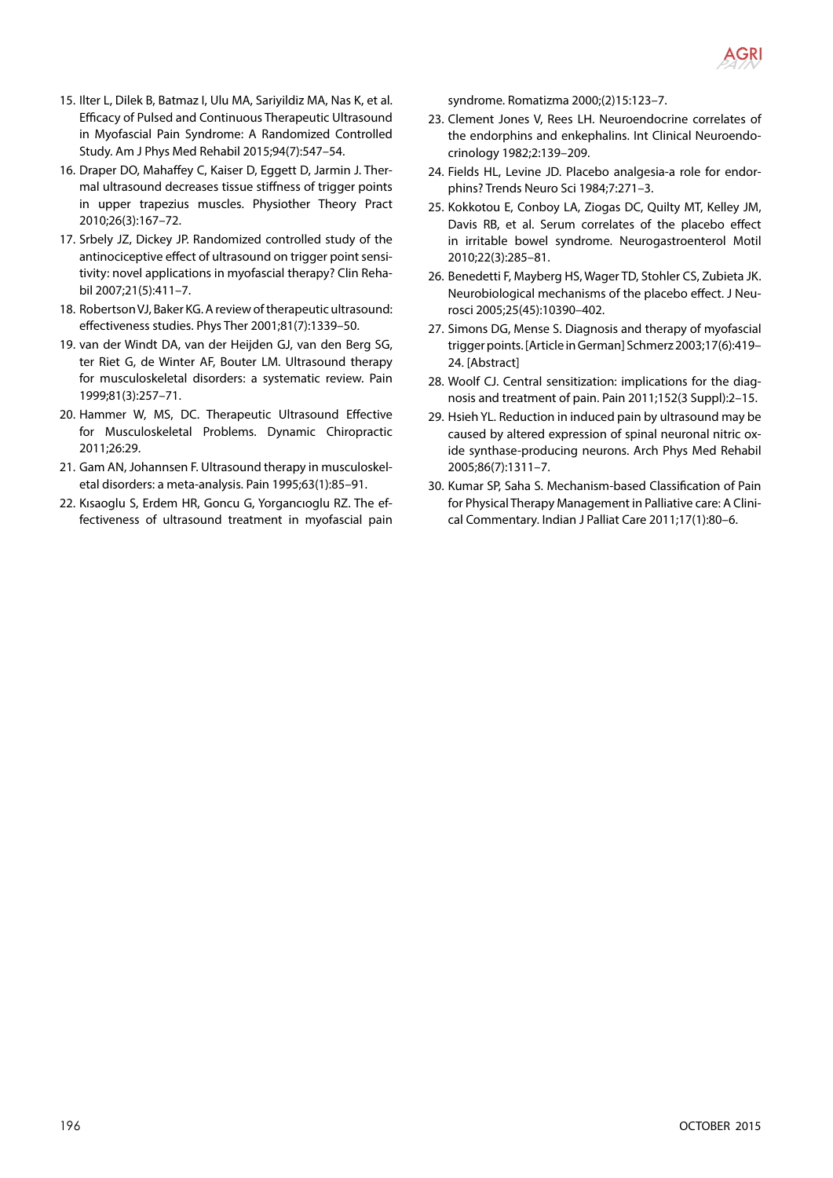15. Ilter L, Dilek B, Batmaz I, Ulu MA, Sariyildiz MA, Nas K, et al. Efficacy of Pulsed and Continuous Therapeutic Ultrasound in Myofascial Pain Syndrome: A Randomized Controlled Study. Am J Phys Med Rehabil 2015;94(7):547–54.
16. Draper DO, Mahaffey C, Kaiser D, Eggett D, Jarmin J. Thermal ultrasound decreases tissue stiffness of trigger points in upper trapezius muscles. Physiother Theory Pract 2010;26(3):167–72.
17. Srbely JZ, Dickey JP. Randomized controlled study of the antinociceptive effect of ultrasound on trigger point sensitivity: novel applications in myofascial therapy? Clin Rehabil 2007;21(5):411–7.
18. Robertson VJ, Baker KG. A review of therapeutic ultrasound: effectiveness studies. Phys Ther 2001;81(7):1339–50.
19. van der Windt DA, van der Heijden GJ, van den Berg SG, ter Riet G, de Winter AF, Bouter LM. Ultrasound therapy for musculoskeletal disorders: a systematic review. Pain 1999;81(3):257–71.
20. Hammer W, MS, DC. Therapeutic Ultrasound Effective for Musculoskeletal Problems. Dynamic Chiropractic 2011;26:29.
21. Gam AN, Johannsen F. Ultrasound therapy in musculoskeletal disorders: a meta-analysis. Pain 1995;63(1):85–91.
22. Kısaoglu S, Erdem HR, Goncu G, Yorgancıoglu RZ. The effectiveness of ultrasound treatment in myofascial pain syndrome. Romatizma 2000;(2)15:123–7.
23. Clement Jones V, Rees LH. Neuroendocrine correlates of the endorphins and enkephalins. Int Clinical Neuroendocrinology 1982;2:139–209.
24. Fields HL, Levine JD. Placebo analgesia-a role for endorphins? Trends Neuro Sci 1984;7:271–3.
25. Kokkotou E, Conboy LA, Ziogas DC, Quilty MT, Kelley JM, Davis RB, et al. Serum correlates of the placebo effect in irritable bowel syndrome. Neurogastroenterol Motil 2010;22(3):285–81.
26. Benedetti F, Mayberg HS, Wager TD, Stohler CS, Zubieta JK. Neurobiological mechanisms of the placebo effect. J Neurosci 2005;25(45):10390–402.
27. Simons DG, Mense S. Diagnosis and therapy of myofascial trigger points. [Article in German] Schmerz 2003;17(6):419–24. [Abstract]
28. Woolf CJ. Central sensitization: implications for the diagnosis and treatment of pain. Pain 2011;152(3 Suppl):2–15.
29. Hsieh YL. Reduction in induced pain by ultrasound may be caused by altered expression of spinal neuronal nitric oxide synthase-producing neurons. Arch Phys Med Rehabil 2005;86(7):1311–7.
30. Kumar SP, Saha S. Mechanism-based Classification of Pain for Physical Therapy Management in Palliative care: A Clinical Commentary. Indian J Palliat Care 2011;17(1):80–6.